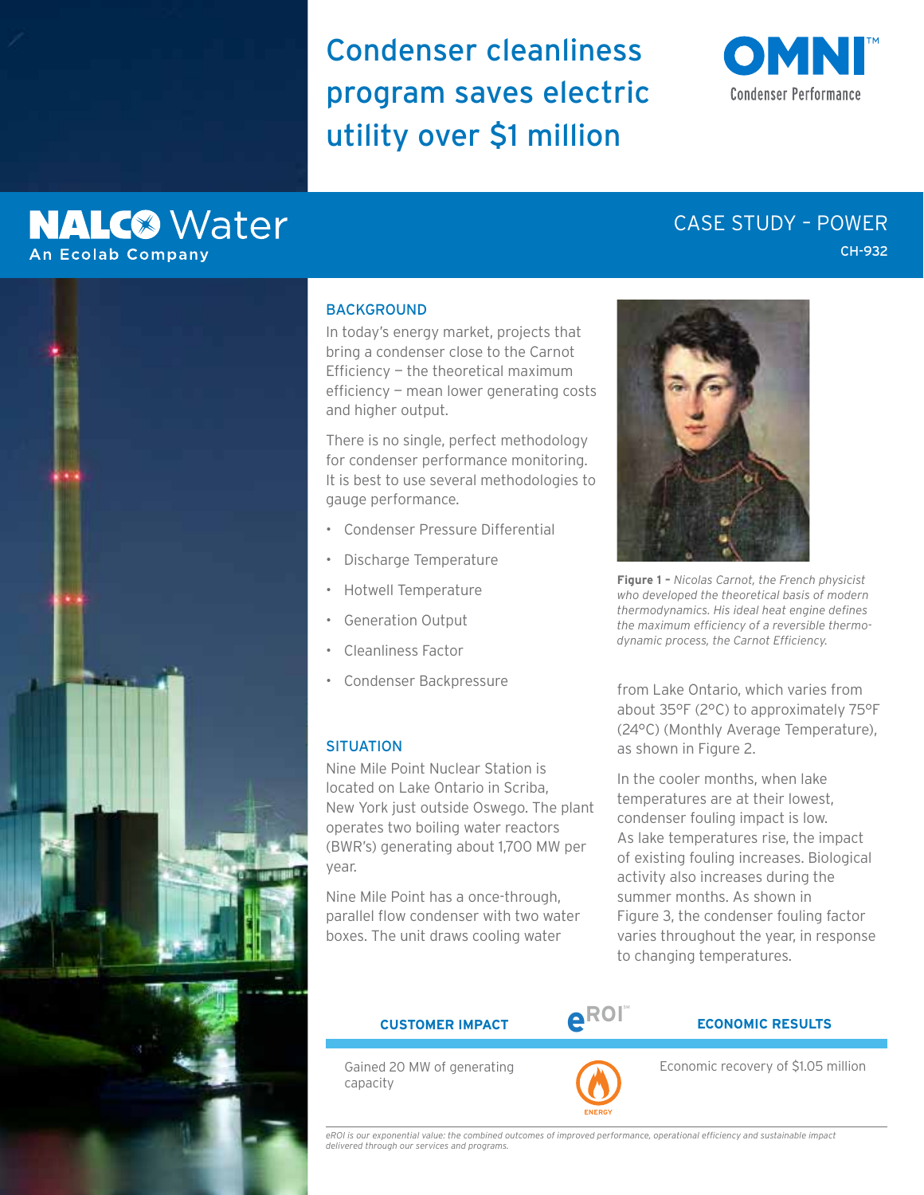# Condenser cleanliness program saves electric utility over $1 million

OMNI™ Condenser Performance

NALCO Water
An Ecolab Company

CASE STUDY – POWER
CH-932

## BACKGROUND

In today's energy market, projects that bring a condenser close to the Carnot Efficiency – the theoretical maximum efficiency – mean lower generating costs and higher output.

There is no single, perfect methodology for condenser performance monitoring. It is best to use several methodologies to gauge performance.

- Condenser Pressure Differential
- Discharge Temperature
- Hotwell Temperature
- Generation Output
- Cleanliness Factor
- Condenser Backpressure

## SITUATION

Nine Mile Point Nuclear Station is located on Lake Ontario in Scriba, New York just outside Oswego. The plant operates two boiling water reactors (BWR's) generating about 1,700 MW per year.

Nine Mile Point has a once-through, parallel flow condenser with two water boxes. The unit draws cooling water from Lake Ontario, which varies from about 35°F (2°C) to approximately 75°F (24°C) (Monthly Average Temperature), as shown in Figure 2.

In the cooler months, when lake temperatures are at their lowest, condenser fouling impact is low. As lake temperatures rise, the impact of existing fouling increases. Biological activity also increases during the summer months. As shown in Figure 3, the condenser fouling factor varies throughout the year, in response to changing temperatures.

**Figure 1 –** *Nicolas Carnot, the French physicist who developed the theoretical basis of modern thermodynamics. His ideal heat engine defines the maximum efficiency of a reversible thermodynamic process, the Carnot Efficiency.*

| CUSTOMER IMPACT | eROI℠ | ECONOMIC RESULTS |
|---|---|---|
| Gained 20 MW of generating capacity | ENERGY | Economic recovery of $1.05 million |

*eROI is our exponential value: the combined outcomes of improved performance, operational efficiency and sustainable impact delivered through our services and programs.*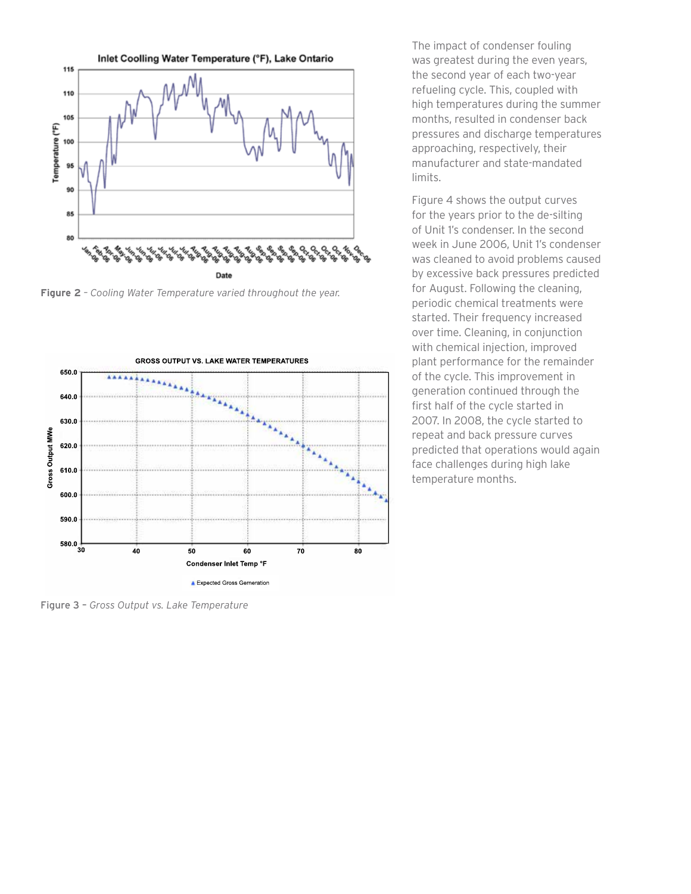**Figure 2** – *Cooling Water Temperature varied throughout the year.*

**Figure 3** – *Gross Output vs. Lake Temperature*

The impact of condenser fouling was greatest during the even years, the second year of each two-year refueling cycle. This, coupled with high temperatures during the summer months, resulted in condenser back pressures and discharge temperatures approaching, respectively, their manufacturer and state-mandated limits.

Figure 4 shows the output curves for the years prior to the de-silting of Unit 1's condenser. In the second week in June 2006, Unit 1's condenser was cleaned to avoid problems caused by excessive back pressures predicted for August. Following the cleaning, periodic chemical treatments were started. Their frequency increased over time. Cleaning, in conjunction with chemical injection, improved plant performance for the remainder of the cycle. This improvement in generation continued through the first half of the cycle started in 2007. In 2008, the cycle started to repeat and back pressure curves predicted that operations would again face challenges during high lake temperature months.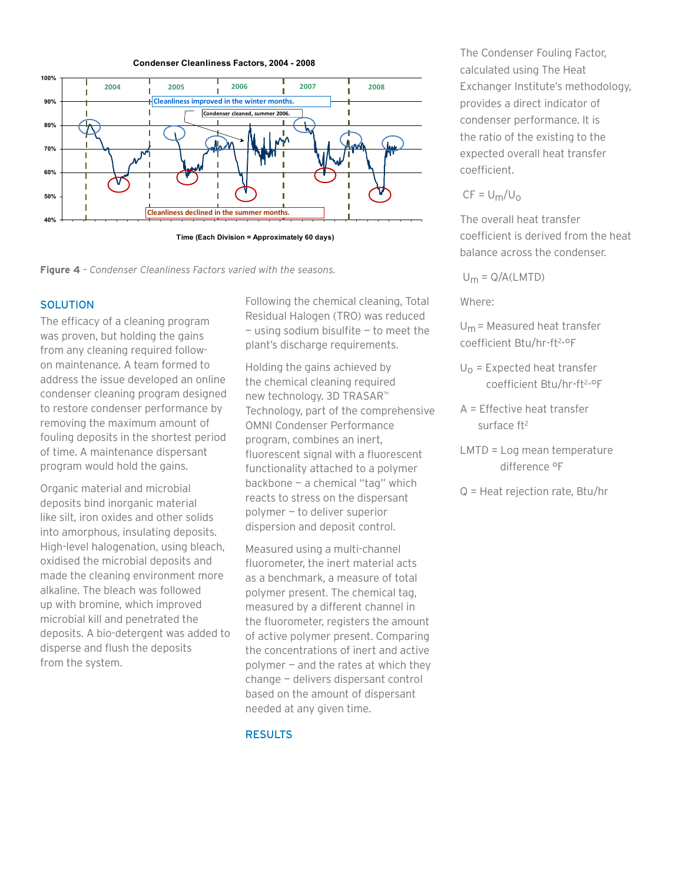Condenser Cleanliness Factors, 2004 - 2008

Figure 4 – *Condenser Cleanliness Factors varied with the seasons.*

## SOLUTION

The efficacy of a cleaning program was proven, but holding the gains from any cleaning required follow-on maintenance. A team formed to address the issue developed an online condenser cleaning program designed to restore condenser performance by removing the maximum amount of fouling deposits in the shortest period of time. A maintenance dispersant program would hold the gains.

Organic material and microbial deposits bind inorganic material like silt, iron oxides and other solids into amorphous, insulating deposits. High-level halogenation, using bleach, oxidised the microbial deposits and made the cleaning environment more alkaline. The bleach was followed up with bromine, which improved microbial kill and penetrated the deposits. A bio-detergent was added to disperse and flush the deposits from the system.

Following the chemical cleaning, Total Residual Halogen (TRO) was reduced – using sodium bisulfite – to meet the plant's discharge requirements.

Holding the gains achieved by the chemical cleaning required new technology. 3D TRASAR™ Technology, part of the comprehensive OMNI Condenser Performance program, combines an inert, fluorescent signal with a fluorescent functionality attached to a polymer backbone – a chemical "tag" which reacts to stress on the dispersant polymer – to deliver superior dispersion and deposit control.

Measured using a multi-channel fluorometer, the inert material acts as a benchmark, a measure of total polymer present. The chemical tag, measured by a different channel in the fluorometer, registers the amount of active polymer present. Comparing the concentrations of inert and active polymer – and the rates at which they change – delivers dispersant control based on the amount of dispersant needed at any given time.

## RESULTS

The Condenser Fouling Factor, calculated using The Heat Exchanger Institute's methodology, provides a direct indicator of condenser performance. It is the ratio of the existing to the expected overall heat transfer coefficient.

$$CF = U_m/U_o$$

The overall heat transfer coefficient is derived from the heat balance across the condenser.

$$U_m = Q/A(LMTD)$$

Where:

$U_m$ = Measured heat transfer coefficient Btu/hr-ft²-°F

$U_o$ = Expected heat transfer coefficient Btu/hr-ft²-°F

A = Effective heat transfer surface ft²

LMTD = Log mean temperature difference °F

Q = Heat rejection rate, Btu/hr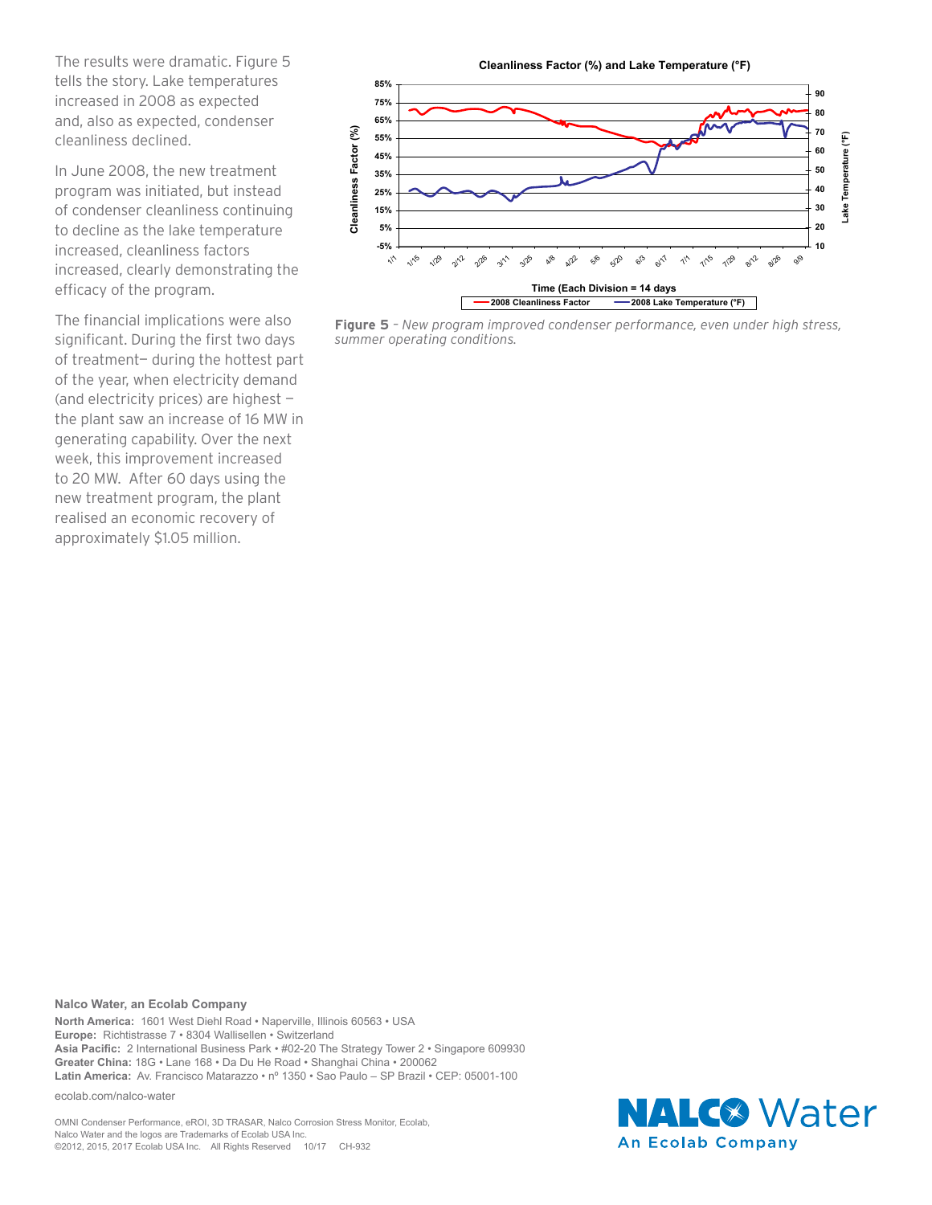The results were dramatic. Figure 5 tells the story. Lake temperatures increased in 2008 as expected and, also as expected, condenser cleanliness declined.

In June 2008, the new treatment program was initiated, but instead of condenser cleanliness continuing to decline as the lake temperature increased, cleanliness factors increased, clearly demonstrating the efficacy of the program.

The financial implications were also significant. During the first two days of treatment– during the hottest part of the year, when electricity demand (and electricity prices) are highest – the plant saw an increase of 16 MW in generating capability. Over the next week, this improvement increased to 20 MW. After 60 days using the new treatment program, the plant realised an economic recovery of approximately $1.05 million.

**Cleanliness Factor (%) and Lake Temperature (°F)**

Cleanliness Factor (%): 85%, 75%, 65%, 55%, 45%, 35%, 25%, 15%, 5%, -5%

Lake Temperature (°F): 90, 80, 70, 60, 50, 40, 30, 20, 10

1/1, 1/15, 1/29, 2/12, 2/26, 3/11, 3/25, 4/8, 4/22, 5/6, 5/20, 6/3, 6/17, 7/1, 7/15, 7/29, 8/12, 8/26, 9/9

Time (Each Division = 14 days)

2008 Cleanliness Factor — 2008 Lake Temperature (°F)

**Figure 5** – *New program improved condenser performance, even under high stress, summer operating conditions.*

**Nalco Water, an Ecolab Company**

**North America:** 1601 West Diehl Road • Naperville, Illinois 60563 • USA
**Europe:** Richtistrasse 7 • 8304 Wallisellen • Switzerland
**Asia Pacific:** 2 International Business Park • #02-20 The Strategy Tower 2 • Singapore 609930
**Greater China:** 18G • Lane 168 • Da Du He Road • Shanghai China • 200062
**Latin America:** Av. Francisco Matarazzo • nº 1350 • Sao Paulo – SP Brazil • CEP: 05001-100

ecolab.com/nalco-water

OMNI Condenser Performance, eROI, 3D TRASAR, Nalco Corrosion Stress Monitor, Ecolab, Nalco Water and the logos are Trademarks of Ecolab USA Inc.
©2012, 2015, 2017 Ecolab USA Inc. All Rights Reserved 10/17 CH-932

NALCO Water
An Ecolab Company